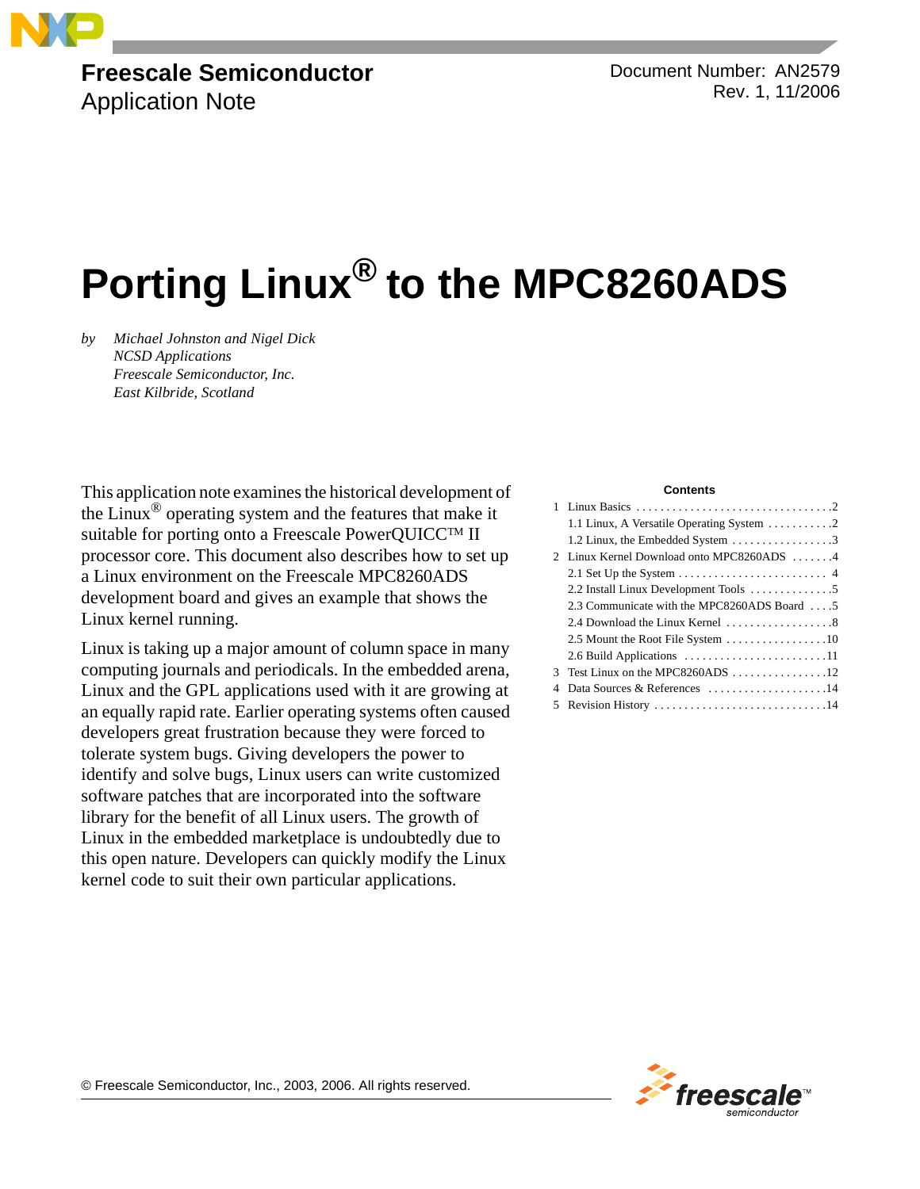**Freescale Semiconductor**
Application Note

Document Number: AN2579
Rev. 1, 11/2006

# Porting Linux® to the MPC8260ADS

*by* *Michael Johnston and Nigel Dick*
*NCSD Applications*
*Freescale Semiconductor, Inc.*
*East Kilbride, Scotland*

This application note examines the historical development of the Linux® operating system and the features that make it suitable for porting onto a Freescale PowerQUICC™ II processor core. This document also describes how to set up a Linux environment on the Freescale MPC8260ADS development board and gives an example that shows the Linux kernel running.

Linux is taking up a major amount of column space in many computing journals and periodicals. In the embedded arena, Linux and the GPL applications used with it are growing at an equally rapid rate. Earlier operating systems often caused developers great frustration because they were forced to tolerate system bugs. Giving developers the power to identify and solve bugs, Linux users can write customized software patches that are incorporated into the software library for the benefit of all Linux users. The growth of Linux in the embedded marketplace is undoubtedly due to this open nature. Developers can quickly modify the Linux kernel code to suit their own particular applications.

**Contents**

1 Linux Basics . . . . . . . . . . 2
  1.1 Linux, A Versatile Operating System . . . . . . . . . . 2
  1.2 Linux, the Embedded System . . . . . . . . . . 3
2 Linux Kernel Download onto MPC8260ADS . . . . . . . 4
  2.1 Set Up the System . . . . . . . . . . 4
  2.2 Install Linux Development Tools . . . . . . . . . . 5
  2.3 Communicate with the MPC8260ADS Board . . . . 5
  2.4 Download the Linux Kernel . . . . . . . . . . 8
  2.5 Mount the Root File System . . . . . . . . . . 10
  2.6 Build Applications . . . . . . . . . . 11
3 Test Linux on the MPC8260ADS . . . . . . . . . . 12
4 Data Sources & References . . . . . . . . . . 14
5 Revision History . . . . . . . . . . 14

© Freescale Semiconductor, Inc., 2003, 2006. All rights reserved.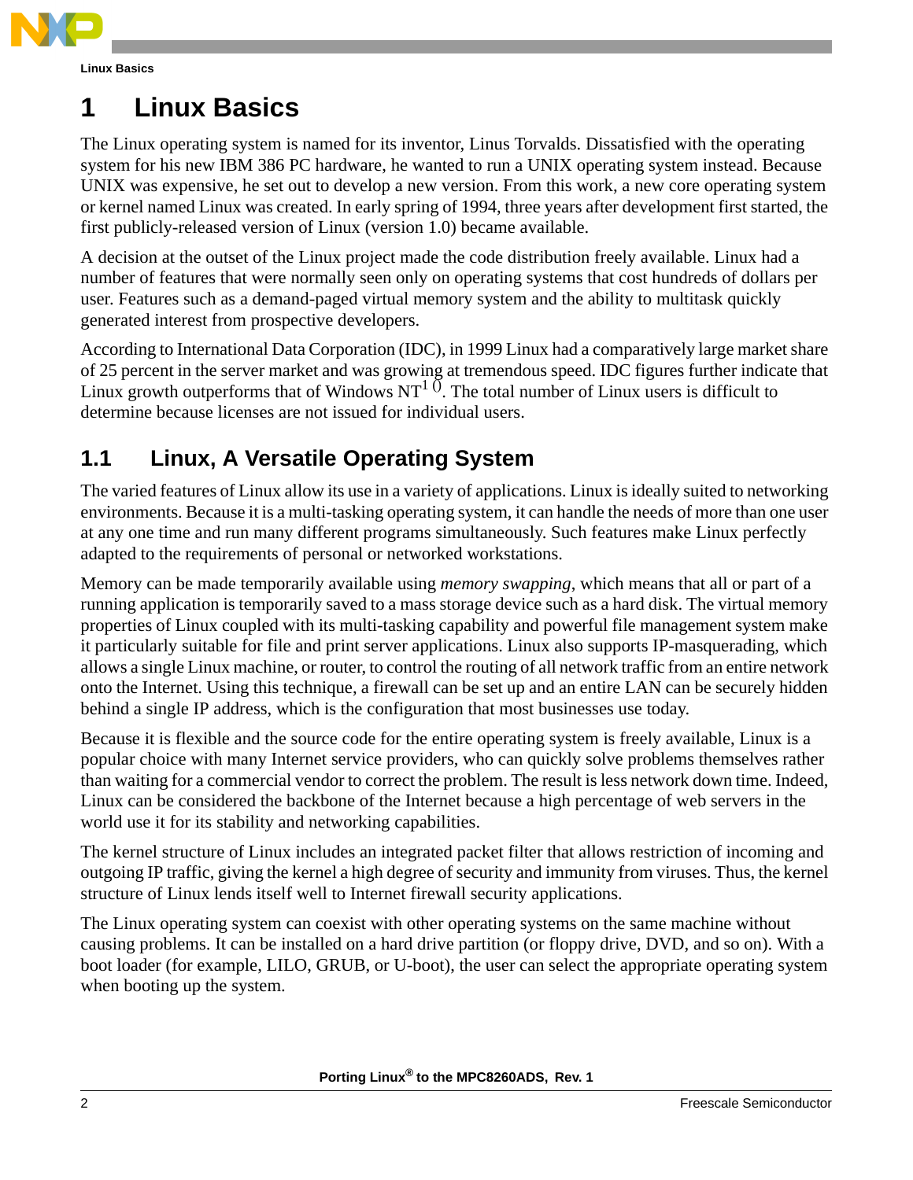# 1 Linux Basics

The Linux operating system is named for its inventor, Linus Torvalds. Dissatisfied with the operating system for his new IBM 386 PC hardware, he wanted to run a UNIX operating system instead. Because UNIX was expensive, he set out to develop a new version. From this work, a new core operating system or kernel named Linux was created. In early spring of 1994, three years after development first started, the first publicly-released version of Linux (version 1.0) became available.

A decision at the outset of the Linux project made the code distribution freely available. Linux had a number of features that were normally seen only on operating systems that cost hundreds of dollars per user. Features such as a demand-paged virtual memory system and the ability to multitask quickly generated interest from prospective developers.

According to International Data Corporation (IDC), in 1999 Linux had a comparatively large market share of 25 percent in the server market and was growing at tremendous speed. IDC figures further indicate that Linux growth outperforms that of Windows NT[1 0]. The total number of Linux users is difficult to determine because licenses are not issued for individual users.

## 1.1 Linux, A Versatile Operating System

The varied features of Linux allow its use in a variety of applications. Linux is ideally suited to networking environments. Because it is a multi-tasking operating system, it can handle the needs of more than one user at any one time and run many different programs simultaneously. Such features make Linux perfectly adapted to the requirements of personal or networked workstations.

Memory can be made temporarily available using *memory swapping*, which means that all or part of a running application is temporarily saved to a mass storage device such as a hard disk. The virtual memory properties of Linux coupled with its multi-tasking capability and powerful file management system make it particularly suitable for file and print server applications. Linux also supports IP-masquerading, which allows a single Linux machine, or router, to control the routing of all network traffic from an entire network onto the Internet. Using this technique, a firewall can be set up and an entire LAN can be securely hidden behind a single IP address, which is the configuration that most businesses use today.

Because it is flexible and the source code for the entire operating system is freely available, Linux is a popular choice with many Internet service providers, who can quickly solve problems themselves rather than waiting for a commercial vendor to correct the problem. The result is less network down time. Indeed, Linux can be considered the backbone of the Internet because a high percentage of web servers in the world use it for its stability and networking capabilities.

The kernel structure of Linux includes an integrated packet filter that allows restriction of incoming and outgoing IP traffic, giving the kernel a high degree of security and immunity from viruses. Thus, the kernel structure of Linux lends itself well to Internet firewall security applications.

The Linux operating system can coexist with other operating systems on the same machine without causing problems. It can be installed on a hard drive partition (or floppy drive, DVD, and so on). With a boot loader (for example, LILO, GRUB, or U-boot), the user can select the appropriate operating system when booting up the system.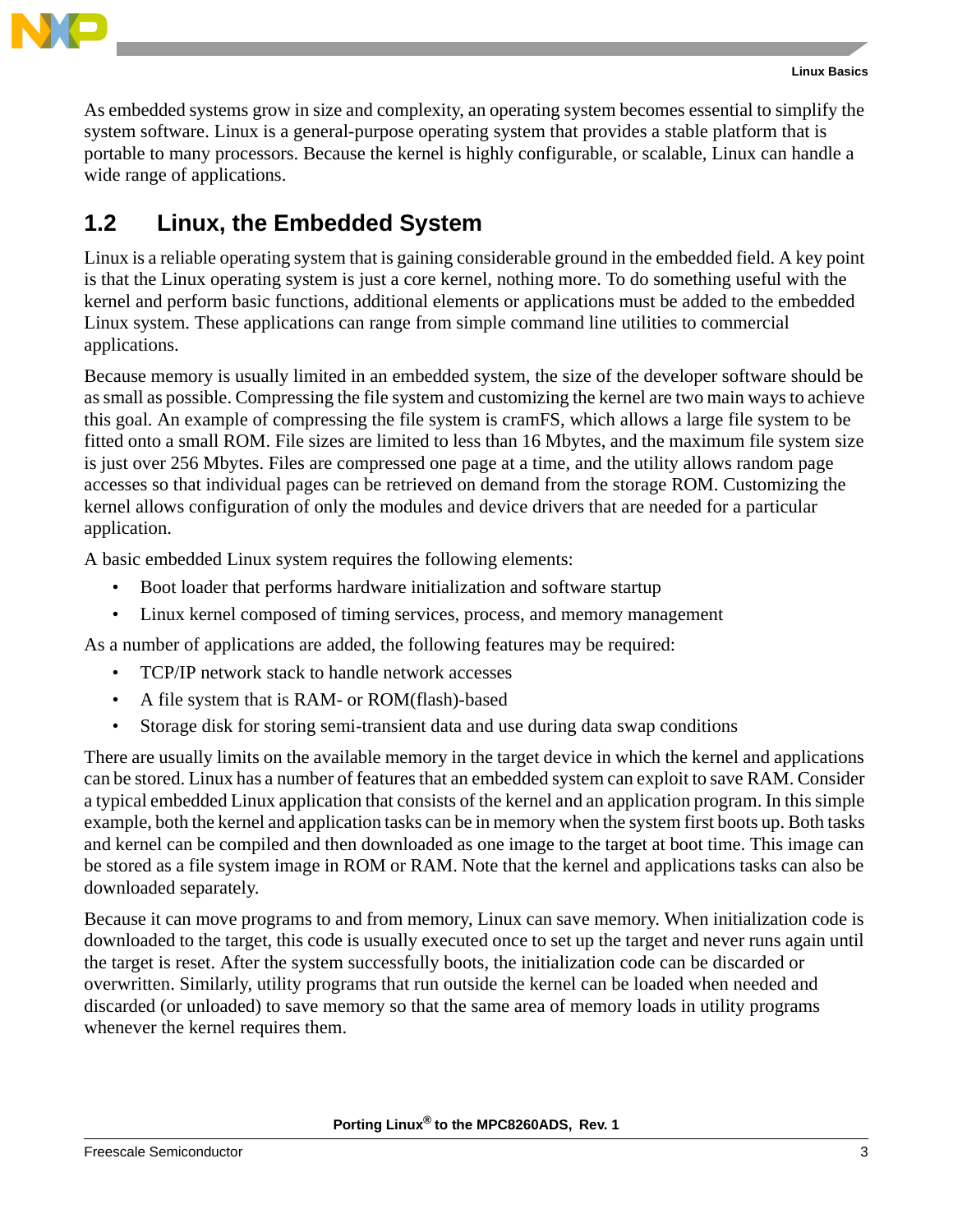As embedded systems grow in size and complexity, an operating system becomes essential to simplify the system software. Linux is a general-purpose operating system that provides a stable platform that is portable to many processors. Because the kernel is highly configurable, or scalable, Linux can handle a wide range of applications.

## 1.2 Linux, the Embedded System

Linux is a reliable operating system that is gaining considerable ground in the embedded field. A key point is that the Linux operating system is just a core kernel, nothing more. To do something useful with the kernel and perform basic functions, additional elements or applications must be added to the embedded Linux system. These applications can range from simple command line utilities to commercial applications.

Because memory is usually limited in an embedded system, the size of the developer software should be as small as possible. Compressing the file system and customizing the kernel are two main ways to achieve this goal. An example of compressing the file system is cramFS, which allows a large file system to be fitted onto a small ROM. File sizes are limited to less than 16 Mbytes, and the maximum file system size is just over 256 Mbytes. Files are compressed one page at a time, and the utility allows random page accesses so that individual pages can be retrieved on demand from the storage ROM. Customizing the kernel allows configuration of only the modules and device drivers that are needed for a particular application.

A basic embedded Linux system requires the following elements:

- Boot loader that performs hardware initialization and software startup
- Linux kernel composed of timing services, process, and memory management

As a number of applications are added, the following features may be required:

- TCP/IP network stack to handle network accesses
- A file system that is RAM- or ROM(flash)-based
- Storage disk for storing semi-transient data and use during data swap conditions

There are usually limits on the available memory in the target device in which the kernel and applications can be stored. Linux has a number of features that an embedded system can exploit to save RAM. Consider a typical embedded Linux application that consists of the kernel and an application program. In this simple example, both the kernel and application tasks can be in memory when the system first boots up. Both tasks and kernel can be compiled and then downloaded as one image to the target at boot time. This image can be stored as a file system image in ROM or RAM. Note that the kernel and applications tasks can also be downloaded separately.

Because it can move programs to and from memory, Linux can save memory. When initialization code is downloaded to the target, this code is usually executed once to set up the target and never runs again until the target is reset. After the system successfully boots, the initialization code can be discarded or overwritten. Similarly, utility programs that run outside the kernel can be loaded when needed and discarded (or unloaded) to save memory so that the same area of memory loads in utility programs whenever the kernel requires them.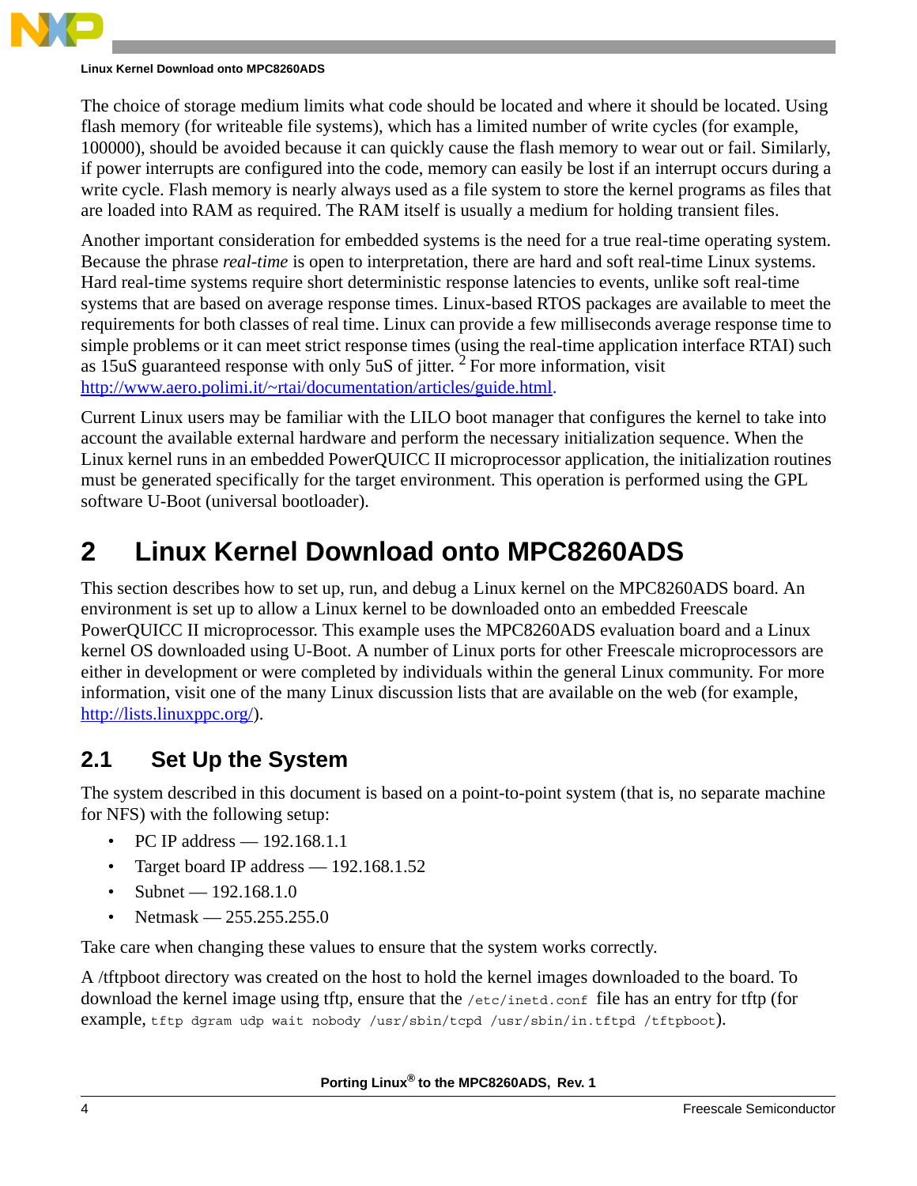The choice of storage medium limits what code should be located and where it should be located. Using flash memory (for writeable file systems), which has a limited number of write cycles (for example, 100000), should be avoided because it can quickly cause the flash memory to wear out or fail. Similarly, if power interrupts are configured into the code, memory can easily be lost if an interrupt occurs during a write cycle. Flash memory is nearly always used as a file system to store the kernel programs as files that are loaded into RAM as required. The RAM itself is usually a medium for holding transient files.

Another important consideration for embedded systems is the need for a true real-time operating system. Because the phrase *real-time* is open to interpretation, there are hard and soft real-time Linux systems. Hard real-time systems require short deterministic response latencies to events, unlike soft real-time systems that are based on average response times. Linux-based RTOS packages are available to meet the requirements for both classes of real time. Linux can provide a few milliseconds average response time to simple problems or it can meet strict response times (using the real-time application interface RTAI) such as 15uS guaranteed response with only 5uS of jitter. [2] For more information, visit http://www.aero.polimi.it/~rtai/documentation/articles/guide.html.

Current Linux users may be familiar with the LILO boot manager that configures the kernel to take into account the available external hardware and perform the necessary initialization sequence. When the Linux kernel runs in an embedded PowerQUICC II microprocessor application, the initialization routines must be generated specifically for the target environment. This operation is performed using the GPL software U-Boot (universal bootloader).

# 2 Linux Kernel Download onto MPC8260ADS

This section describes how to set up, run, and debug a Linux kernel on the MPC8260ADS board. An environment is set up to allow a Linux kernel to be downloaded onto an embedded Freescale PowerQUICC II microprocessor. This example uses the MPC8260ADS evaluation board and a Linux kernel OS downloaded using U-Boot. A number of Linux ports for other Freescale microprocessors are either in development or were completed by individuals within the general Linux community. For more information, visit one of the many Linux discussion lists that are available on the web (for example, http://lists.linuxppc.org/).

## 2.1 Set Up the System

The system described in this document is based on a point-to-point system (that is, no separate machine for NFS) with the following setup:

- PC IP address — 192.168.1.1
- Target board IP address — 192.168.1.52
- Subnet — 192.168.1.0
- Netmask — 255.255.255.0

Take care when changing these values to ensure that the system works correctly.

A /tftpboot directory was created on the host to hold the kernel images downloaded to the board. To download the kernel image using tftp, ensure that the `/etc/inetd.conf` file has an entry for tftp (for example, `tftp dgram udp wait nobody /usr/sbin/tcpd /usr/sbin/in.tftpd /tftpboot`).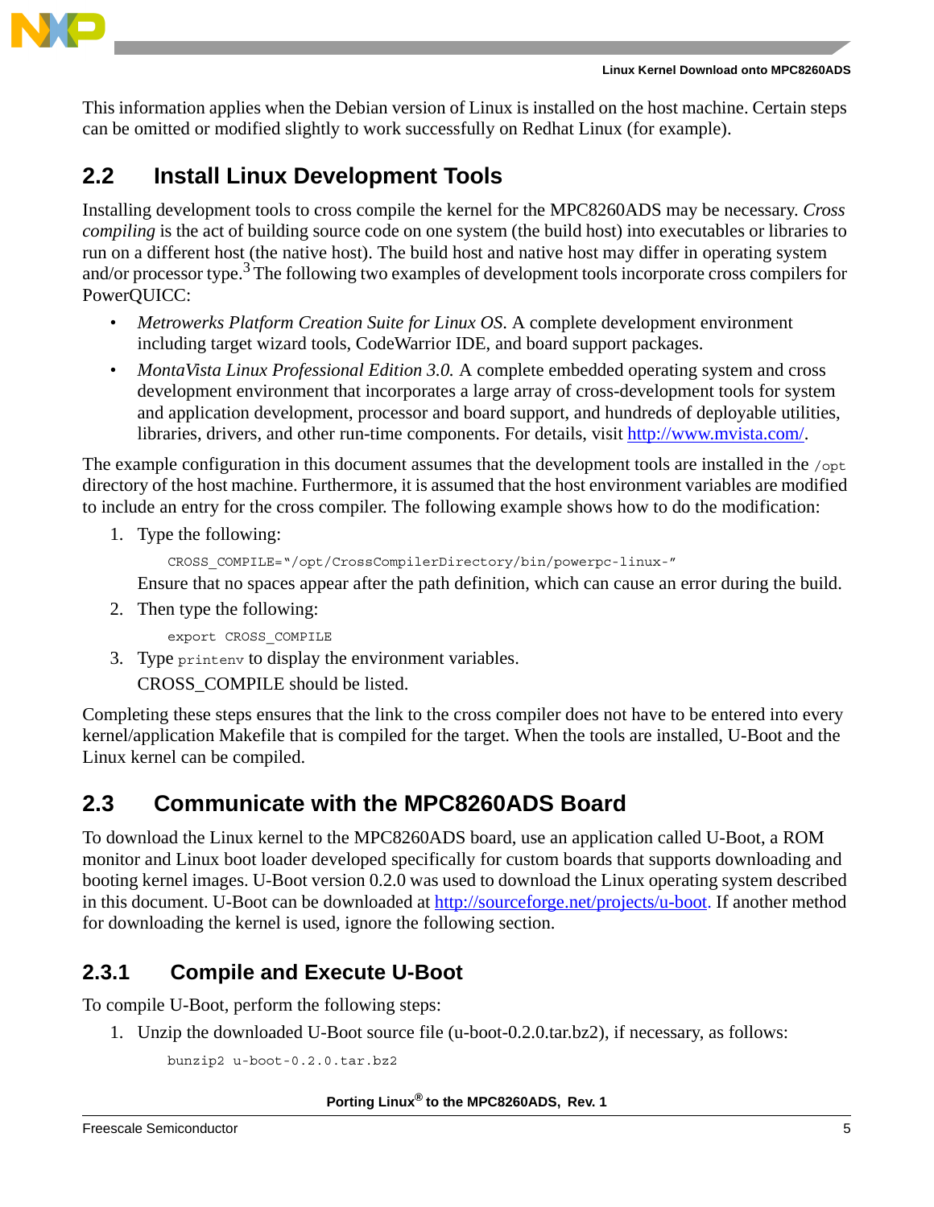This information applies when the Debian version of Linux is installed on the host machine. Certain steps can be omitted or modified slightly to work successfully on Redhat Linux (for example).

## 2.2 Install Linux Development Tools

Installing development tools to cross compile the kernel for the MPC8260ADS may be necessary. *Cross compiling* is the act of building source code on one system (the build host) into executables or libraries to run on a different host (the native host). The build host and native host may differ in operating system and/or processor type.[3] The following two examples of development tools incorporate cross compilers for PowerQUICC:

- *Metrowerks Platform Creation Suite for Linux OS*. A complete development environment including target wizard tools, CodeWarrior IDE, and board support packages.
- *MontaVista Linux Professional Edition 3.0.* A complete embedded operating system and cross development environment that incorporates a large array of cross-development tools for system and application development, processor and board support, and hundreds of deployable utilities, libraries, drivers, and other run-time components. For details, visit http://www.mvista.com/.

The example configuration in this document assumes that the development tools are installed in the `/opt` directory of the host machine. Furthermore, it is assumed that the host environment variables are modified to include an entry for the cross compiler. The following example shows how to do the modification:

1. Type the following:

   ```
   CROSS_COMPILE="/opt/CrossCompilerDirectory/bin/powerpc-linux-"
   ```

   Ensure that no spaces appear after the path definition, which can cause an error during the build.

2. Then type the following:

   ```
   export CROSS_COMPILE
   ```

3. Type `printenv` to display the environment variables.

   CROSS_COMPILE should be listed.

Completing these steps ensures that the link to the cross compiler does not have to be entered into every kernel/application Makefile that is compiled for the target. When the tools are installed, U-Boot and the Linux kernel can be compiled.

## 2.3 Communicate with the MPC8260ADS Board

To download the Linux kernel to the MPC8260ADS board, use an application called U-Boot, a ROM monitor and Linux boot loader developed specifically for custom boards that supports downloading and booting kernel images. U-Boot version 0.2.0 was used to download the Linux operating system described in this document. U-Boot can be downloaded at http://sourceforge.net/projects/u-boot. If another method for downloading the kernel is used, ignore the following section.

### 2.3.1 Compile and Execute U-Boot

To compile U-Boot, perform the following steps:

1. Unzip the downloaded U-Boot source file (u-boot-0.2.0.tar.bz2), if necessary, as follows:

   ```
   bunzip2 u-boot-0.2.0.tar.bz2
   ```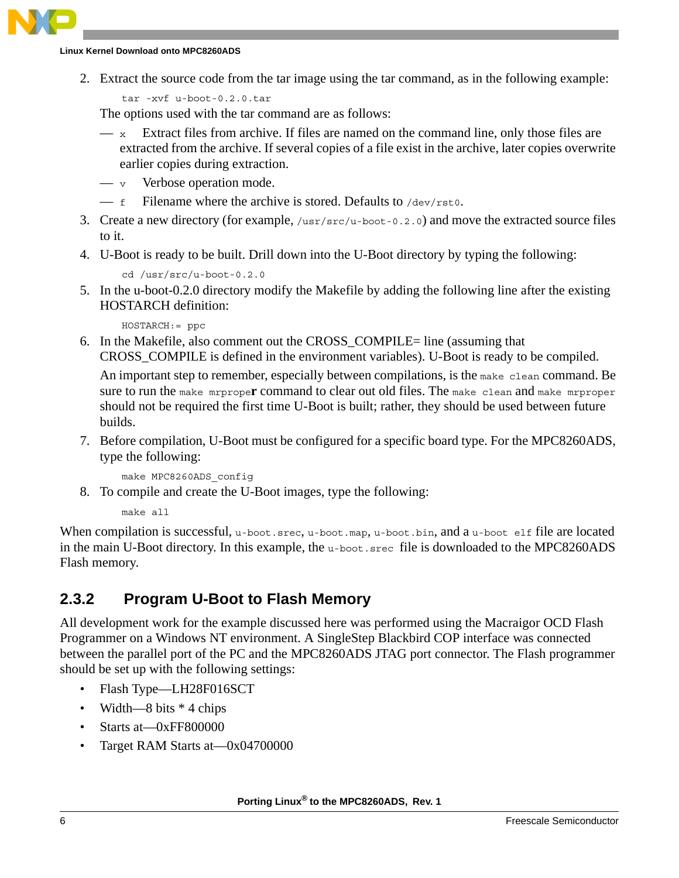2. Extract the source code from the tar image using the tar command, as in the following example:

```
tar -xvf u-boot-0.2.0.tar
```

   The options used with the tar command are as follows:

   — `x` Extract files from archive. If files are named on the command line, only those files are extracted from the archive. If several copies of a file exist in the archive, later copies overwrite earlier copies during extraction.

   — `v` Verbose operation mode.

   — `f` Filename where the archive is stored. Defaults to `/dev/rst0`.

3. Create a new directory (for example, `/usr/src/u-boot-0.2.0`) and move the extracted source files to it.

4. U-Boot is ready to be built. Drill down into the U-Boot directory by typing the following:

```
cd /usr/src/u-boot-0.2.0
```

5. In the u-boot-0.2.0 directory modify the Makefile by adding the following line after the existing HOSTARCH definition:

```
HOSTARCH:= ppc
```

6. In the Makefile, also comment out the CROSS_COMPILE= line (assuming that CROSS_COMPILE is defined in the environment variables). U-Boot is ready to be compiled.

   An important step to remember, especially between compilations, is the `make clean` command. Be sure to run the `make mrproper` command to clear out old files. The `make clean` and `make mrproper` should not be required the first time U-Boot is built; rather, they should be used between future builds.

7. Before compilation, U-Boot must be configured for a specific board type. For the MPC8260ADS, type the following:

```
make MPC8260ADS_config
```

8. To compile and create the U-Boot images, type the following:

```
make all
```

When compilation is successful, `u-boot.srec`, `u-boot.map`, `u-boot.bin`, and a `u-boot elf` file are located in the main U-Boot directory. In this example, the `u-boot.srec` file is downloaded to the MPC8260ADS Flash memory.

## 2.3.2 Program U-Boot to Flash Memory

All development work for the example discussed here was performed using the Macraigor OCD Flash Programmer on a Windows NT environment. A SingleStep Blackbird COP interface was connected between the parallel port of the PC and the MPC8260ADS JTAG port connector. The Flash programmer should be set up with the following settings:

- Flash Type—LH28F016SCT
- Width—8 bits * 4 chips
- Starts at—0xFF800000
- Target RAM Starts at—0x04700000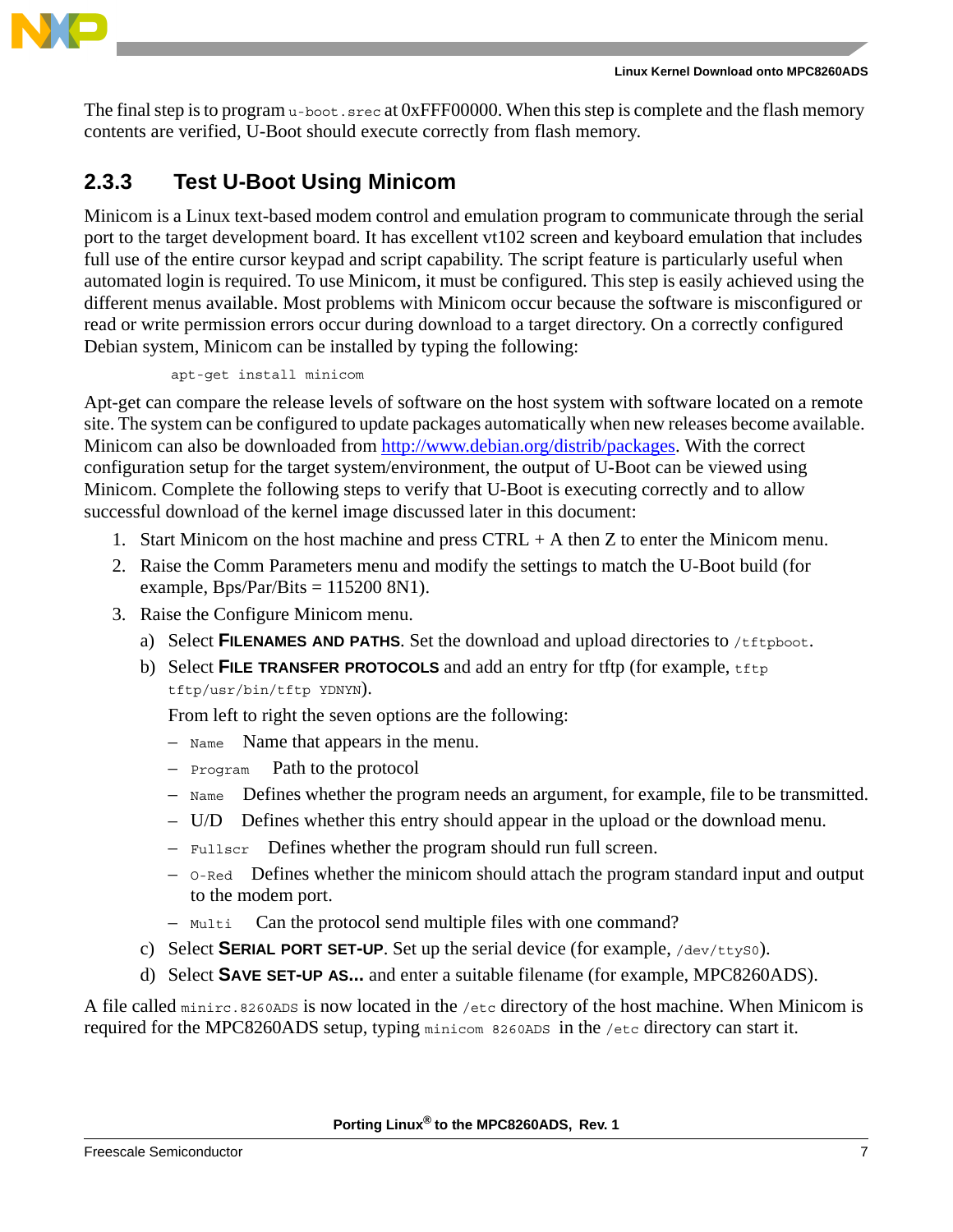The final step is to program `u-boot.srec` at 0xFFF00000. When this step is complete and the flash memory contents are verified, U-Boot should execute correctly from flash memory.

### 2.3.3 Test U-Boot Using Minicom

Minicom is a Linux text-based modem control and emulation program to communicate through the serial port to the target development board. It has excellent vt102 screen and keyboard emulation that includes full use of the entire cursor keypad and script capability. The script feature is particularly useful when automated login is required. To use Minicom, it must be configured. This step is easily achieved using the different menus available. Most problems with Minicom occur because the software is misconfigured or read or write permission errors occur during download to a target directory. On a correctly configured Debian system, Minicom can be installed by typing the following:

```
apt-get install minicom
```

Apt-get can compare the release levels of software on the host system with software located on a remote site. The system can be configured to update packages automatically when new releases become available. Minicom can also be downloaded from http://www.debian.org/distrib/packages. With the correct configuration setup for the target system/environment, the output of U-Boot can be viewed using Minicom. Complete the following steps to verify that U-Boot is executing correctly and to allow successful download of the kernel image discussed later in this document:

1. Start Minicom on the host machine and press CTRL + A then Z to enter the Minicom menu.
2. Raise the Comm Parameters menu and modify the settings to match the U-Boot build (for example, Bps/Par/Bits = 115200 8N1).
3. Raise the Configure Minicom menu.
   a) Select **FILENAMES AND PATHS**. Set the download and upload directories to `/tftpboot`.
   b) Select **FILE TRANSFER PROTOCOLS** and add an entry for tftp (for example, `tftp tftp/usr/bin/tftp YDNYN`).

      From left to right the seven options are the following:

      – `Name` Name that appears in the menu.
      – `Program` Path to the protocol
      – `Name` Defines whether the program needs an argument, for example, file to be transmitted.
      – U/D Defines whether this entry should appear in the upload or the download menu.
      – `Fullscr` Defines whether the program should run full screen.
      – `O-Red` Defines whether the minicom should attach the program standard input and output to the modem port.
      – `Multi` Can the protocol send multiple files with one command?

   c) Select **SERIAL PORT SET-UP**. Set up the serial device (for example, `/dev/ttyS0`).
   d) Select **SAVE SET-UP AS...** and enter a suitable filename (for example, MPC8260ADS).

A file called `minirc.8260ADS` is now located in the `/etc` directory of the host machine. When Minicom is required for the MPC8260ADS setup, typing `minicom 8260ADS` in the `/etc` directory can start it.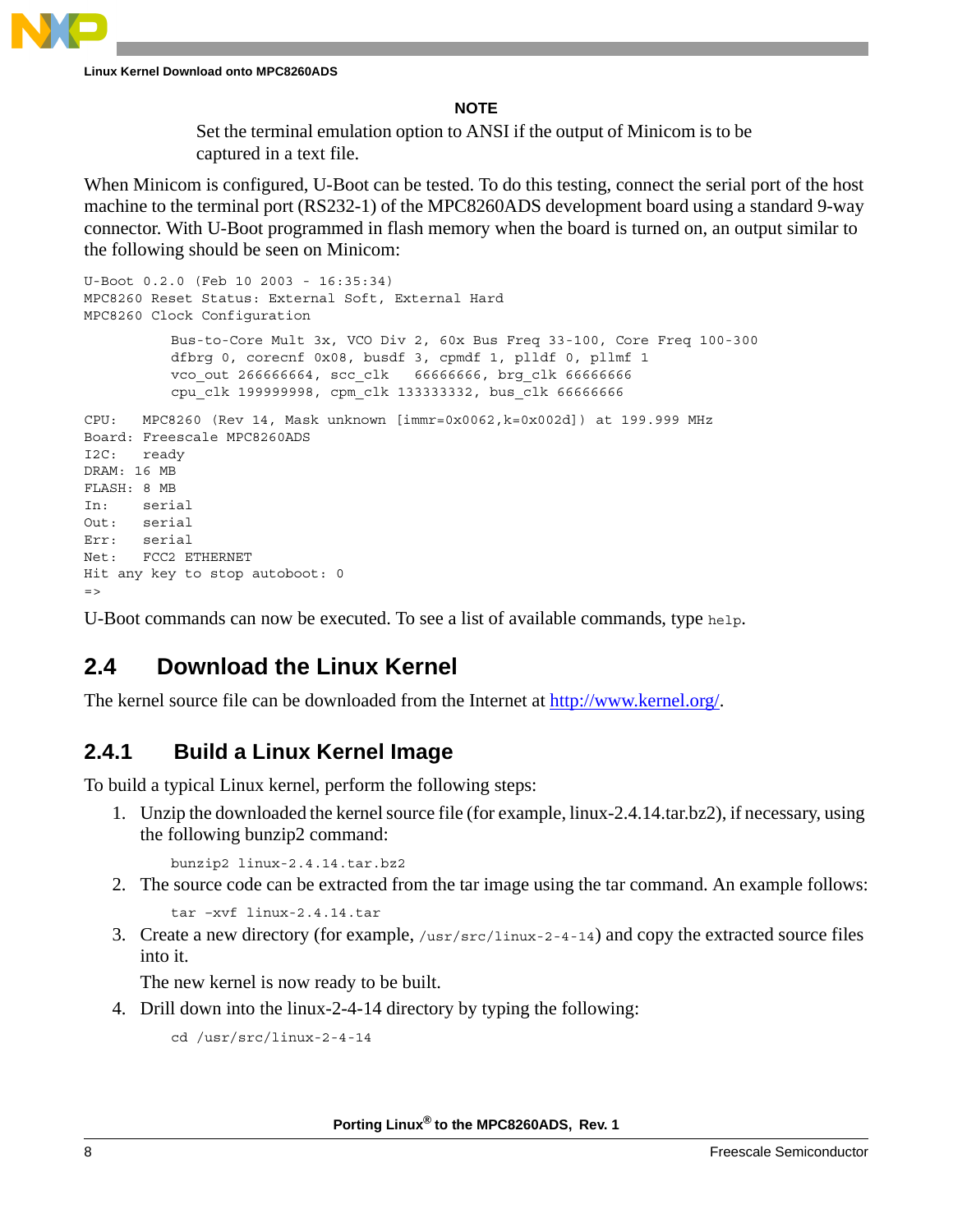**NOTE**

Set the terminal emulation option to ANSI if the output of Minicom is to be captured in a text file.

When Minicom is configured, U-Boot can be tested. To do this testing, connect the serial port of the host machine to the terminal port (RS232-1) of the MPC8260ADS development board using a standard 9-way connector. With U-Boot programmed in flash memory when the board is turned on, an output similar to the following should be seen on Minicom:

```
U-Boot 0.2.0 (Feb 10 2003 - 16:35:34)
MPC8260 Reset Status: External Soft, External Hard
MPC8260 Clock Configuration
          Bus-to-Core Mult 3x, VCO Div 2, 60x Bus Freq 33-100, Core Freq 100-300
          dfbrg 0, corecnf 0x08, busdf 3, cpmdf 1, plldf 0, pllmf 1
          vco_out 266666664, scc_clk   66666666, brg_clk 66666666
          cpu_clk 199999998, cpm_clk 133333332, bus_clk 66666666

CPU:   MPC8260 (Rev 14, Mask unknown [immr=0x0062,k=0x002d]) at 199.999 MHz
Board: Freescale MPC8260ADS
I2C:   ready
DRAM:  16 MB
FLASH: 8 MB
In:    serial
Out:   serial
Err:   serial
Net:   FCC2 ETHERNET
Hit any key to stop autoboot: 0
=>
```

U-Boot commands can now be executed. To see a list of available commands, type `help`.

## 2.4 Download the Linux Kernel

The kernel source file can be downloaded from the Internet at http://www.kernel.org/.

### 2.4.1 Build a Linux Kernel Image

To build a typical Linux kernel, perform the following steps:

1. Unzip the downloaded the kernel source file (for example, linux-2.4.14.tar.bz2), if necessary, using the following bunzip2 command:

   ```
   bunzip2 linux-2.4.14.tar.bz2
   ```

2. The source code can be extracted from the tar image using the tar command. An example follows:

   ```
   tar –xvf linux-2.4.14.tar
   ```

3. Create a new directory (for example, `/usr/src/linux-2-4-14`) and copy the extracted source files into it.

   The new kernel is now ready to be built.

4. Drill down into the linux-2-4-14 directory by typing the following:

   ```
   cd /usr/src/linux-2-4-14
   ```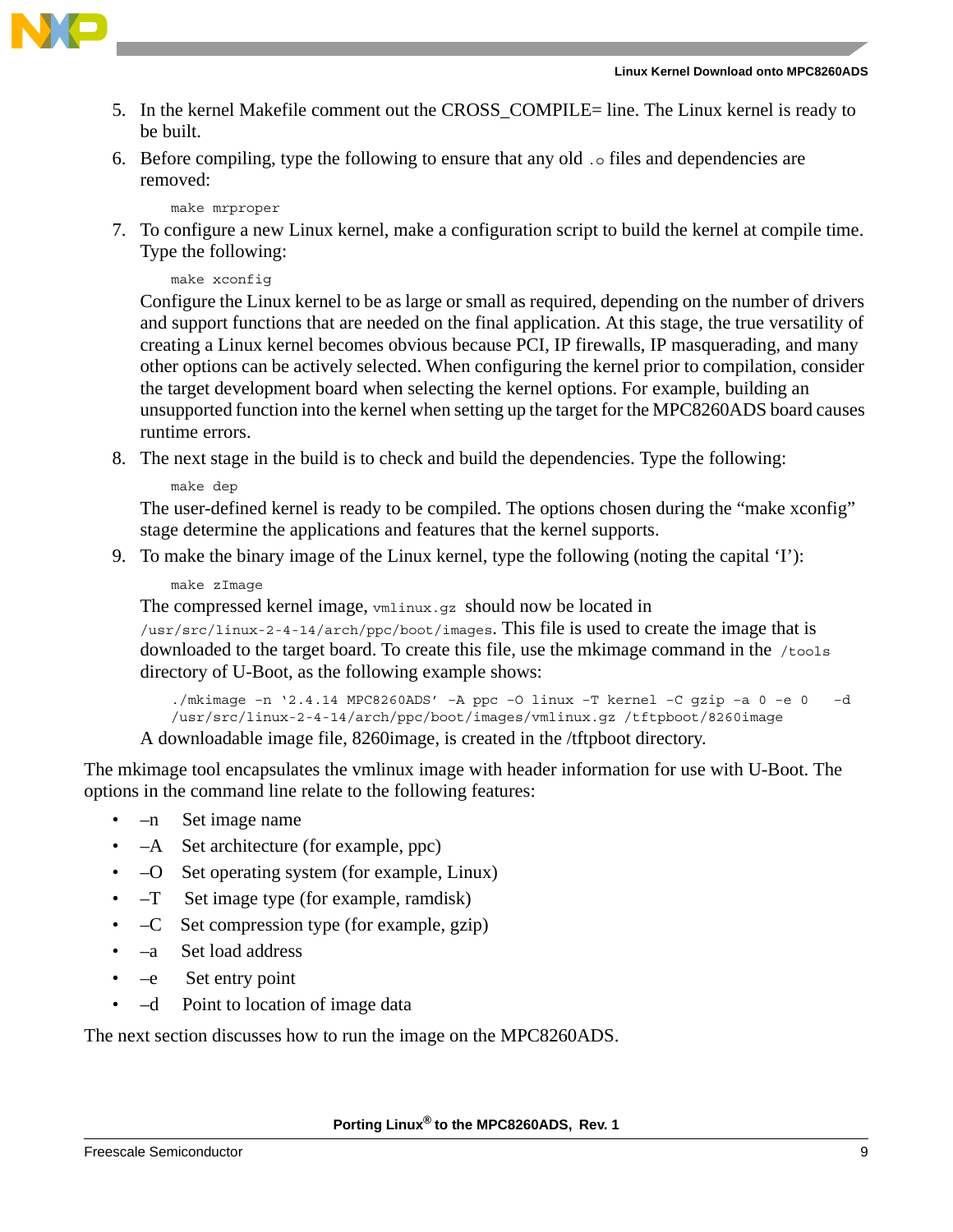5. In the kernel Makefile comment out the CROSS_COMPILE= line. The Linux kernel is ready to be built.
6. Before compiling, type the following to ensure that any old `.o` files and dependencies are removed:

   ```
   make mrproper
   ```

7. To configure a new Linux kernel, make a configuration script to build the kernel at compile time. Type the following:

   ```
   make xconfig
   ```

   Configure the Linux kernel to be as large or small as required, depending on the number of drivers and support functions that are needed on the final application. At this stage, the true versatility of creating a Linux kernel becomes obvious because PCI, IP firewalls, IP masquerading, and many other options can be actively selected. When configuring the kernel prior to compilation, consider the target development board when selecting the kernel options. For example, building an unsupported function into the kernel when setting up the target for the MPC8260ADS board causes runtime errors.

8. The next stage in the build is to check and build the dependencies. Type the following:

   ```
   make dep
   ```

   The user-defined kernel is ready to be compiled. The options chosen during the "make xconfig" stage determine the applications and features that the kernel supports.

9. To make the binary image of the Linux kernel, type the following (noting the capital 'I'):

   ```
   make zImage
   ```

   The compressed kernel image, `vmlinux.gz` should now be located in `/usr/src/linux-2-4-14/arch/ppc/boot/images`. This file is used to create the image that is downloaded to the target board. To create this file, use the mkimage command in the `/tools` directory of U-Boot, as the following example shows:

   ```
   ./mkimage -n '2.4.14 MPC8260ADS' -A ppc -O linux -T kernel -C gzip -a 0 -e 0   -d
   /usr/src/linux-2-4-14/arch/ppc/boot/images/vmlinux.gz /tftpboot/8260image
   ```

   A downloadable image file, 8260image, is created in the /tftpboot directory.

The mkimage tool encapsulates the vmlinux image with header information for use with U-Boot. The options in the command line relate to the following features:

- –n Set image name
- –A Set architecture (for example, ppc)
- –O Set operating system (for example, Linux)
- –T Set image type (for example, ramdisk)
- –C Set compression type (for example, gzip)
- –a Set load address
- –e Set entry point
- –d Point to location of image data

The next section discusses how to run the image on the MPC8260ADS.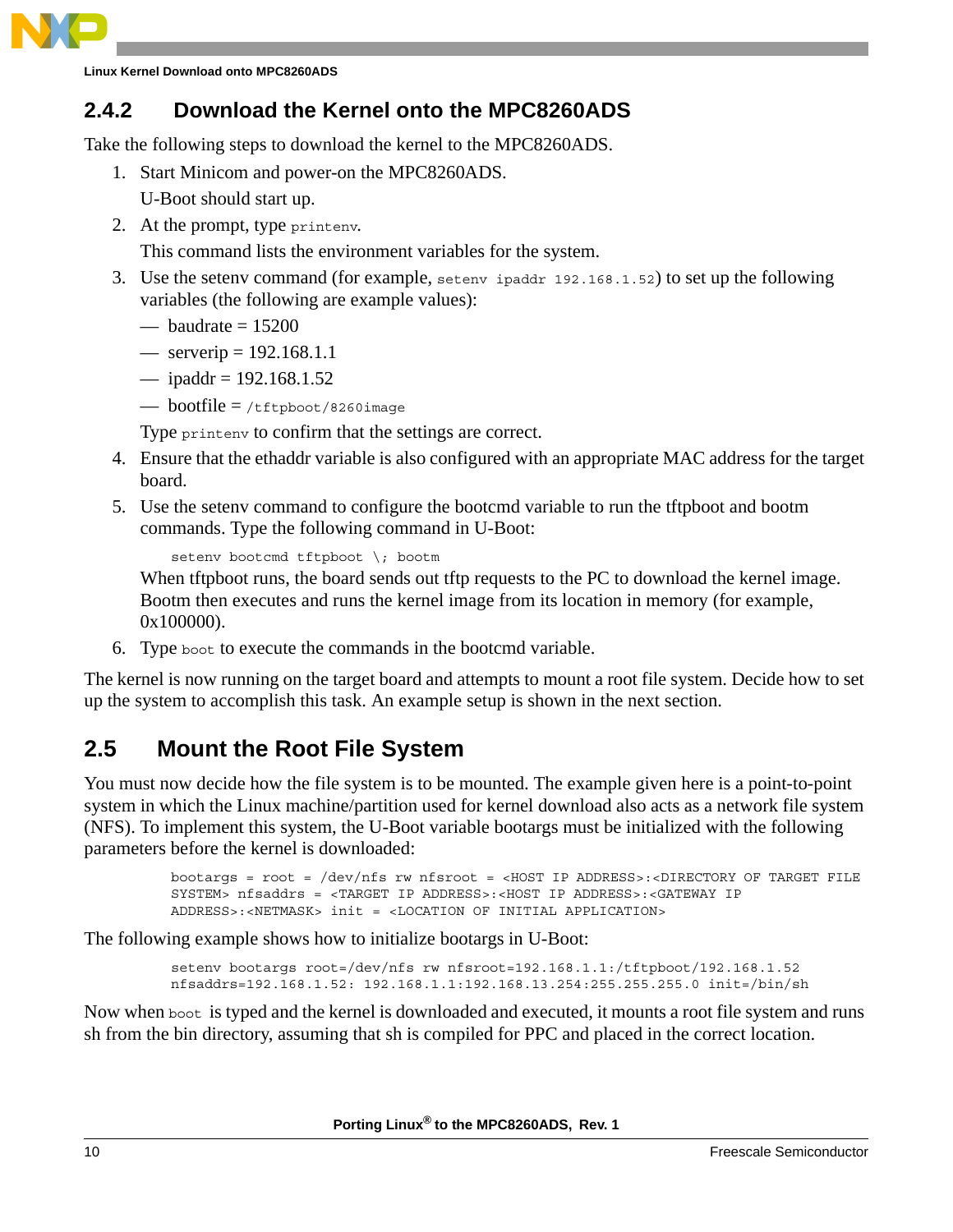## 2.4.2 Download the Kernel onto the MPC8260ADS

Take the following steps to download the kernel to the MPC8260ADS.

1. Start Minicom and power-on the MPC8260ADS.

   U-Boot should start up.

2. At the prompt, type `printenv`.

   This command lists the environment variables for the system.

3. Use the setenv command (for example, `setenv ipaddr 192.168.1.52`) to set up the following variables (the following are example values):

   — baudrate = 15200

   — serverip = 192.168.1.1

   — ipaddr = 192.168.1.52

   — bootfile = `/tftpboot/8260image`

   Type `printenv` to confirm that the settings are correct.

4. Ensure that the ethaddr variable is also configured with an appropriate MAC address for the target board.

5. Use the setenv command to configure the bootcmd variable to run the tftpboot and bootm commands. Type the following command in U-Boot:

   ```
   setenv bootcmd tftpboot \; bootm
   ```

   When tftpboot runs, the board sends out tftp requests to the PC to download the kernel image. Bootm then executes and runs the kernel image from its location in memory (for example, 0x100000).

6. Type `boot` to execute the commands in the bootcmd variable.

The kernel is now running on the target board and attempts to mount a root file system. Decide how to set up the system to accomplish this task. An example setup is shown in the next section.

## 2.5 Mount the Root File System

You must now decide how the file system is to be mounted. The example given here is a point-to-point system in which the Linux machine/partition used for kernel download also acts as a network file system (NFS). To implement this system, the U-Boot variable bootargs must be initialized with the following parameters before the kernel is downloaded:

```
bootargs = root = /dev/nfs rw nfsroot = <HOST IP ADDRESS>:<DIRECTORY OF TARGET FILE
SYSTEM> nfsaddrs = <TARGET IP ADDRESS>:<HOST IP ADDRESS>:<GATEWAY IP
ADDRESS>:<NETMASK> init = <LOCATION OF INITIAL APPLICATION>
```

The following example shows how to initialize bootargs in U-Boot:

```
setenv bootargs root=/dev/nfs rw nfsroot=192.168.1.1:/tftpboot/192.168.1.52
nfsaddrs=192.168.1.52: 192.168.1.1:192.168.13.254:255.255.255.0 init=/bin/sh
```

Now when `boot` is typed and the kernel is downloaded and executed, it mounts a root file system and runs sh from the bin directory, assuming that sh is compiled for PPC and placed in the correct location.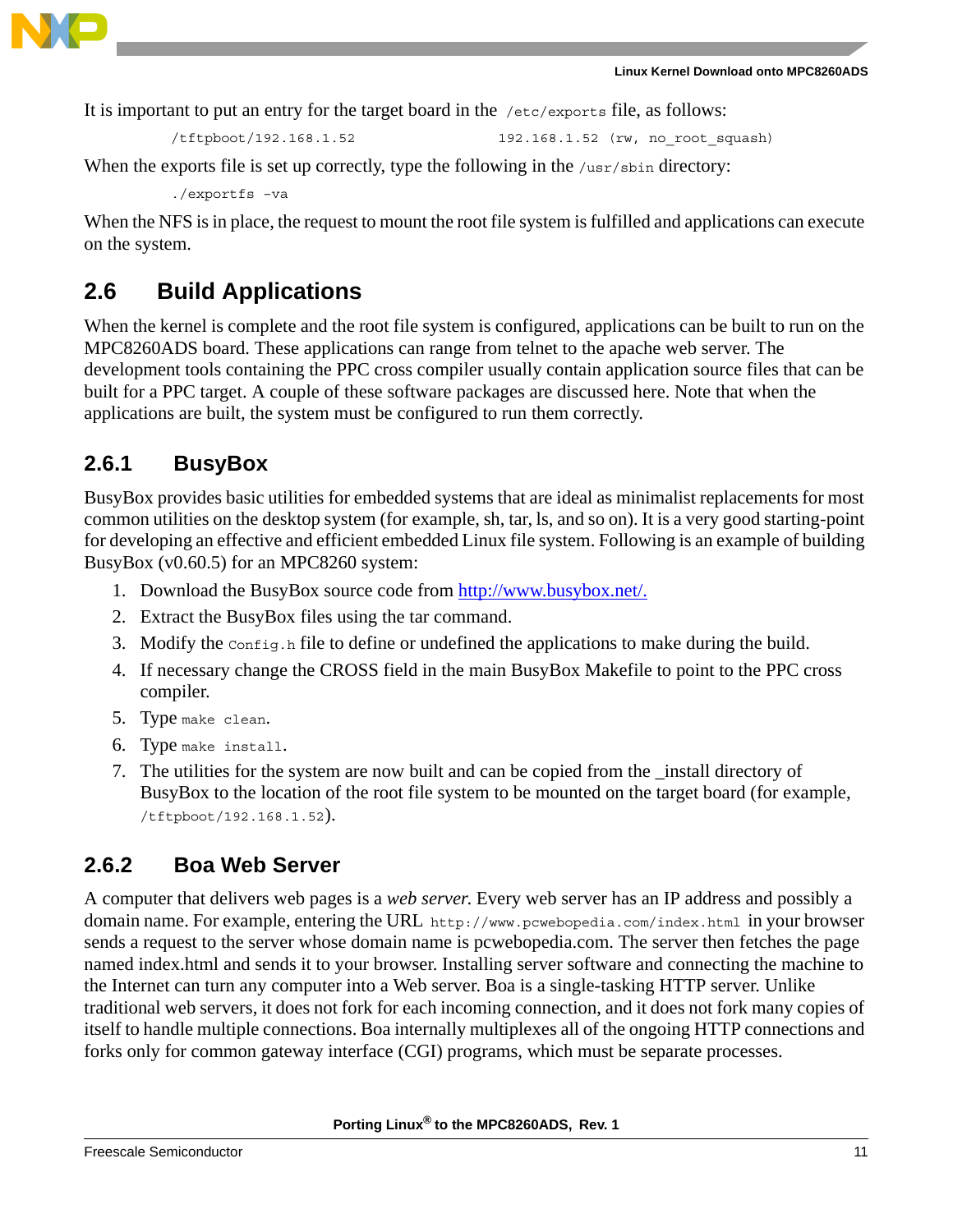It is important to put an entry for the target board in the /etc/exports file, as follows:

```
/tftpboot/192.168.1.52                    192.168.1.52 (rw, no_root_squash)
```

When the exports file is set up correctly, type the following in the /usr/sbin directory:

```
./exportfs -va
```

When the NFS is in place, the request to mount the root file system is fulfilled and applications can execute on the system.

## 2.6 Build Applications

When the kernel is complete and the root file system is configured, applications can be built to run on the MPC8260ADS board. These applications can range from telnet to the apache web server. The development tools containing the PPC cross compiler usually contain application source files that can be built for a PPC target. A couple of these software packages are discussed here. Note that when the applications are built, the system must be configured to run them correctly.

### 2.6.1 BusyBox

BusyBox provides basic utilities for embedded systems that are ideal as minimalist replacements for most common utilities on the desktop system (for example, sh, tar, ls, and so on). It is a very good starting-point for developing an effective and efficient embedded Linux file system. Following is an example of building BusyBox (v0.60.5) for an MPC8260 system:

1. Download the BusyBox source code from http://www.busybox.net/.
2. Extract the BusyBox files using the tar command.
3. Modify the `Config.h` file to define or undefined the applications to make during the build.
4. If necessary change the CROSS field in the main BusyBox Makefile to point to the PPC cross compiler.
5. Type `make clean`.
6. Type `make install`.
7. The utilities for the system are now built and can be copied from the _install directory of BusyBox to the location of the root file system to be mounted on the target board (for example, `/tftpboot/192.168.1.52`).

### 2.6.2 Boa Web Server

A computer that delivers web pages is a *web server.* Every web server has an IP address and possibly a domain name. For example, entering the URL `http://www.pcwebopedia.com/index.html` in your browser sends a request to the server whose domain name is pcwebopedia.com. The server then fetches the page named index.html and sends it to your browser. Installing server software and connecting the machine to the Internet can turn any computer into a Web server. Boa is a single-tasking HTTP server. Unlike traditional web servers, it does not fork for each incoming connection, and it does not fork many copies of itself to handle multiple connections. Boa internally multiplexes all of the ongoing HTTP connections and forks only for common gateway interface (CGI) programs, which must be separate processes.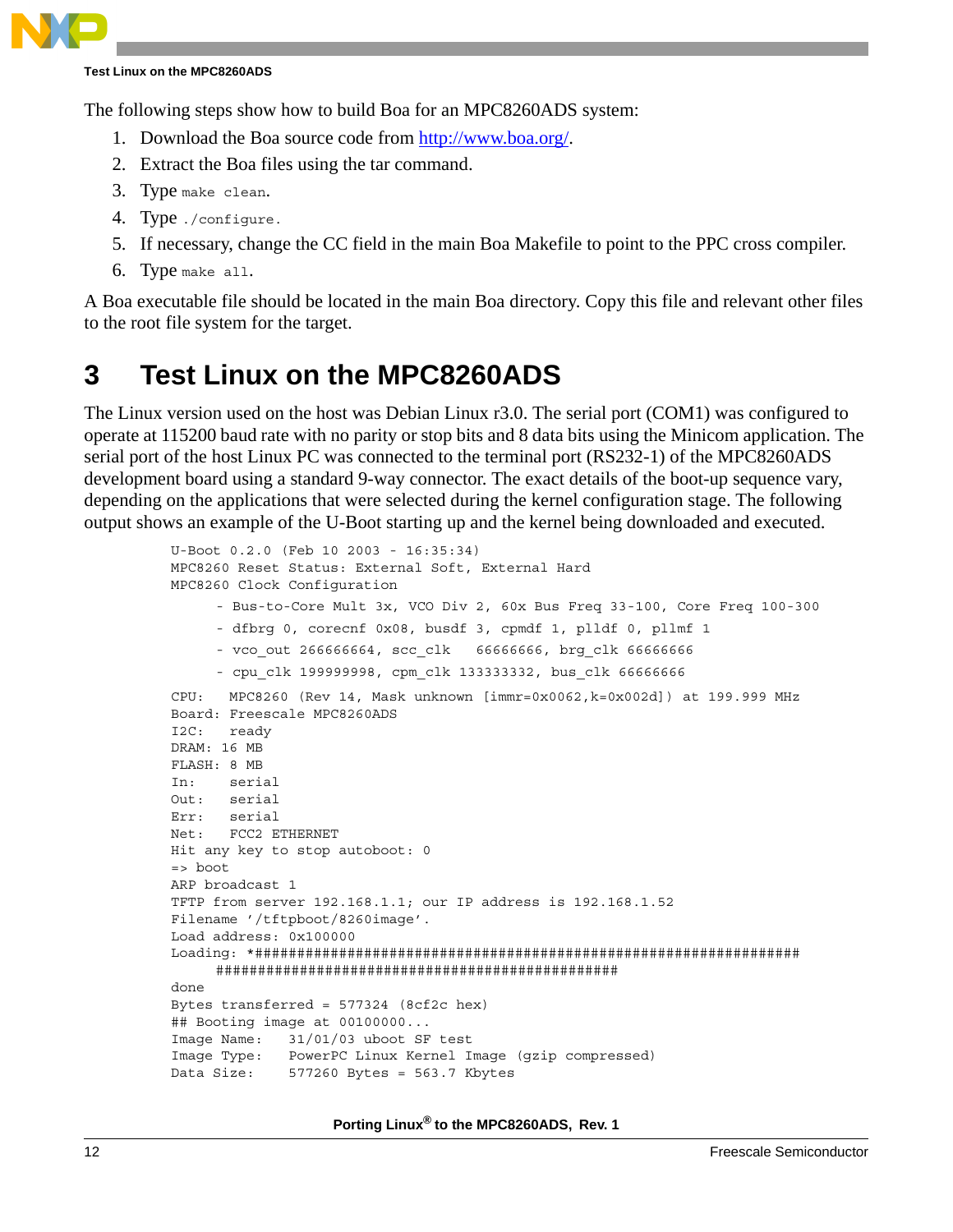The following steps show how to build Boa for an MPC8260ADS system:

1. Download the Boa source code from http://www.boa.org/.
2. Extract the Boa files using the tar command.
3. Type `make clean`.
4. Type `./configure`.
5. If necessary, change the CC field in the main Boa Makefile to point to the PPC cross compiler.
6. Type `make all`.

A Boa executable file should be located in the main Boa directory. Copy this file and relevant other files to the root file system for the target.

# 3 Test Linux on the MPC8260ADS

The Linux version used on the host was Debian Linux r3.0. The serial port (COM1) was configured to operate at 115200 baud rate with no parity or stop bits and 8 data bits using the Minicom application. The serial port of the host Linux PC was connected to the terminal port (RS232-1) of the MPC8260ADS development board using a standard 9-way connector. The exact details of the boot-up sequence vary, depending on the applications that were selected during the kernel configuration stage. The following output shows an example of the U-Boot starting up and the kernel being downloaded and executed.

```
U-Boot 0.2.0 (Feb 10 2003 - 16:35:34)
MPC8260 Reset Status: External Soft, External Hard
MPC8260 Clock Configuration
       - Bus-to-Core Mult 3x, VCO Div 2, 60x Bus Freq 33-100, Core Freq 100-300
       - dfbrg 0, corecnf 0x08, busdf 3, cpmdf 1, plldf 0, pllmf 1
       - vco_out 266666664, scc_clk   66666666, brg_clk 66666666
       - cpu_clk 199999998, cpm_clk 133333332, bus_clk 66666666
CPU:   MPC8260 (Rev 14, Mask unknown [immr=0x0062,k=0x002d]) at 199.999 MHz
Board: Freescale MPC8260ADS
I2C:   ready
DRAM: 16 MB
FLASH: 8 MB
In:    serial
Out:   serial
Err:   serial
Net:   FCC2 ETHERNET
Hit any key to stop autoboot: 0
=> boot
ARP broadcast 1
TFTP from server 192.168.1.1; our IP address is 192.168.1.52
Filename '/tftpboot/8260image'.
Load address: 0x100000
Loading: *#################################################################
       #################################################
done
Bytes transferred = 577324 (8cf2c hex)
## Booting image at 00100000...
Image Name:   31/01/03 uboot SF test
Image Type:   PowerPC Linux Kernel Image (gzip compressed)
Data Size:    577260 Bytes = 563.7 Kbytes
```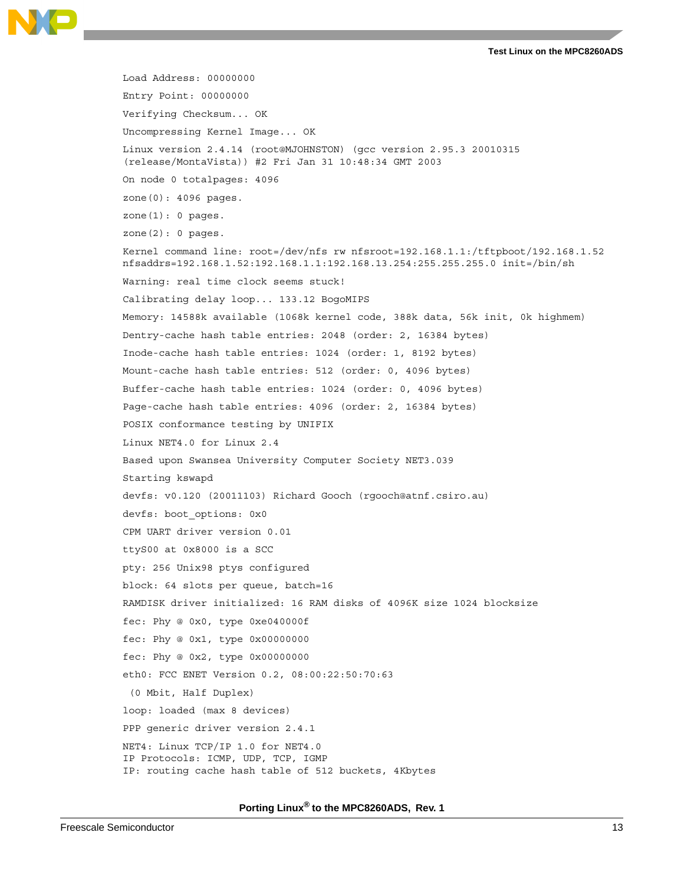```
Load Address: 00000000
Entry Point: 00000000
Verifying Checksum... OK
Uncompressing Kernel Image... OK
Linux version 2.4.14 (root@MJOHNSTON) (gcc version 2.95.3 20010315
(release/MontaVista)) #2 Fri Jan 31 10:48:34 GMT 2003
On node 0 totalpages: 4096
zone(0): 4096 pages.
zone(1): 0 pages.
zone(2): 0 pages.
Kernel command line: root=/dev/nfs rw nfsroot=192.168.1.1:/tftpboot/192.168.1.52
nfsaddrs=192.168.1.52:192.168.1.1:192.168.13.254:255.255.255.0 init=/bin/sh
Warning: real time clock seems stuck!
Calibrating delay loop... 133.12 BogoMIPS
Memory: 14588k available (1068k kernel code, 388k data, 56k init, 0k highmem)
Dentry-cache hash table entries: 2048 (order: 2, 16384 bytes)
Inode-cache hash table entries: 1024 (order: 1, 8192 bytes)
Mount-cache hash table entries: 512 (order: 0, 4096 bytes)
Buffer-cache hash table entries: 1024 (order: 0, 4096 bytes)
Page-cache hash table entries: 4096 (order: 2, 16384 bytes)
POSIX conformance testing by UNIFIX
Linux NET4.0 for Linux 2.4
Based upon Swansea University Computer Society NET3.039
Starting kswapd
devfs: v0.120 (20011103) Richard Gooch (rgooch@atnf.csiro.au)
devfs: boot_options: 0x0
CPM UART driver version 0.01
ttyS00 at 0x8000 is a SCC
pty: 256 Unix98 ptys configured
block: 64 slots per queue, batch=16
RAMDISK driver initialized: 16 RAM disks of 4096K size 1024 blocksize
fec: Phy @ 0x0, type 0xe040000f
fec: Phy @ 0x1, type 0x00000000
fec: Phy @ 0x2, type 0x00000000
eth0: FCC ENET Version 0.2, 08:00:22:50:70:63
 (0 Mbit, Half Duplex)
loop: loaded (max 8 devices)
PPP generic driver version 2.4.1
NET4: Linux TCP/IP 1.0 for NET4.0
IP Protocols: ICMP, UDP, TCP, IGMP
IP: routing cache hash table of 512 buckets, 4Kbytes
```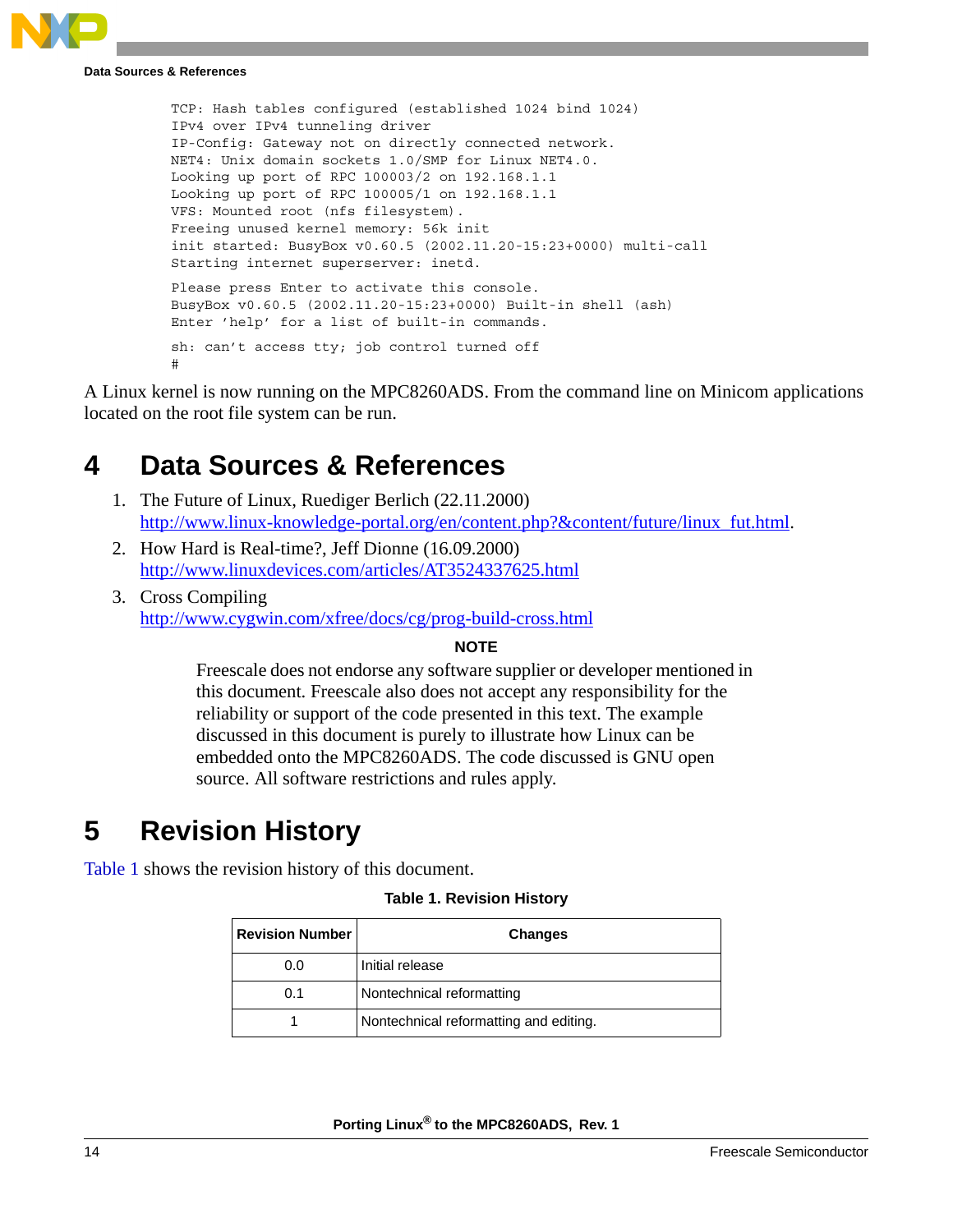```
TCP: Hash tables configured (established 1024 bind 1024)
IPv4 over IPv4 tunneling driver
IP-Config: Gateway not on directly connected network.
NET4: Unix domain sockets 1.0/SMP for Linux NET4.0.
Looking up port of RPC 100003/2 on 192.168.1.1
Looking up port of RPC 100005/1 on 192.168.1.1
VFS: Mounted root (nfs filesystem).
Freeing unused kernel memory: 56k init
init started: BusyBox v0.60.5 (2002.11.20-15:23+0000) multi-call
Starting internet superserver: inetd.

Please press Enter to activate this console.
BusyBox v0.60.5 (2002.11.20-15:23+0000) Built-in shell (ash)
Enter 'help' for a list of built-in commands.

sh: can't access tty; job control turned off
#
```

A Linux kernel is now running on the MPC8260ADS. From the command line on Minicom applications located on the root file system can be run.

# 4 Data Sources & References

1. The Future of Linux, Ruediger Berlich (22.11.2000)
   http://www.linux-knowledge-portal.org/en/content.php?&content/future/linux_fut.html.
2. How Hard is Real-time?, Jeff Dionne (16.09.2000)
   http://www.linuxdevices.com/articles/AT3524337625.html
3. Cross Compiling
   http://www.cygwin.com/xfree/docs/cg/prog-build-cross.html

**NOTE**

Freescale does not endorse any software supplier or developer mentioned in this document. Freescale also does not accept any responsibility for the reliability or support of the code presented in this text. The example discussed in this document is purely to illustrate how Linux can be embedded onto the MPC8260ADS. The code discussed is GNU open source. All software restrictions and rules apply.

# 5 Revision History

Table 1 shows the revision history of this document.

**Table 1. Revision History**

| Revision Number | Changes |
|---|---|
| 0.0 | Initial release |
| 0.1 | Nontechnical reformatting |
| 1 | Nontechnical reformatting and editing. |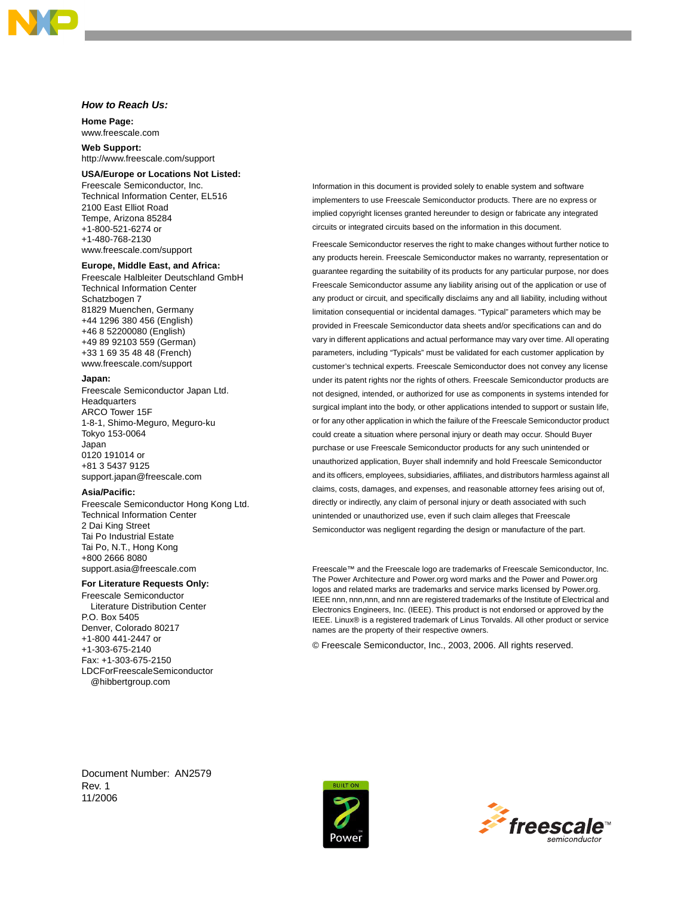***How to Reach Us:***

**Home Page:**
www.freescale.com

**Web Support:**
http://www.freescale.com/support

**USA/Europe or Locations Not Listed:**
Freescale Semiconductor, Inc.
Technical Information Center, EL516
2100 East Elliot Road
Tempe, Arizona 85284
+1-800-521-6274 or
+1-480-768-2130
www.freescale.com/support

**Europe, Middle East, and Africa:**
Freescale Halbleiter Deutschland GmbH
Technical Information Center
Schatzbogen 7
81829 Muenchen, Germany
+44 1296 380 456 (English)
+46 8 52200080 (English)
+49 89 92103 559 (German)
+33 1 69 35 48 48 (French)
www.freescale.com/support

**Japan:**
Freescale Semiconductor Japan Ltd.
Headquarters
ARCO Tower 15F
1-8-1, Shimo-Meguro, Meguro-ku
Tokyo 153-0064
Japan
0120 191014 or
+81 3 5437 9125
support.japan@freescale.com

**Asia/Pacific:**
Freescale Semiconductor Hong Kong Ltd.
Technical Information Center
2 Dai King Street
Tai Po Industrial Estate
Tai Po, N.T., Hong Kong
+800 2666 8080
support.asia@freescale.com

**For Literature Requests Only:**
Freescale Semiconductor
Literature Distribution Center
P.O. Box 5405
Denver, Colorado 80217
+1-800 441-2447 or
+1-303-675-2140
Fax: +1-303-675-2150
LDCForFreescaleSemiconductor
@hibbertgroup.com

Information in this document is provided solely to enable system and software implementers to use Freescale Semiconductor products. There are no express or implied copyright licenses granted hereunder to design or fabricate any integrated circuits or integrated circuits based on the information in this document.

Freescale Semiconductor reserves the right to make changes without further notice to any products herein. Freescale Semiconductor makes no warranty, representation or guarantee regarding the suitability of its products for any particular purpose, nor does Freescale Semiconductor assume any liability arising out of the application or use of any product or circuit, and specifically disclaims any and all liability, including without limitation consequential or incidental damages. "Typical" parameters which may be provided in Freescale Semiconductor data sheets and/or specifications can and do vary in different applications and actual performance may vary over time. All operating parameters, including "Typicals" must be validated for each customer application by customer's technical experts. Freescale Semiconductor does not convey any license under its patent rights nor the rights of others. Freescale Semiconductor products are not designed, intended, or authorized for use as components in systems intended for surgical implant into the body, or other applications intended to support or sustain life, or for any other application in which the failure of the Freescale Semiconductor product could create a situation where personal injury or death may occur. Should Buyer purchase or use Freescale Semiconductor products for any such unintended or unauthorized application, Buyer shall indemnify and hold Freescale Semiconductor and its officers, employees, subsidiaries, affiliates, and distributors harmless against all claims, costs, damages, and expenses, and reasonable attorney fees arising out of, directly or indirectly, any claim of personal injury or death associated with such unintended or unauthorized use, even if such claim alleges that Freescale Semiconductor was negligent regarding the design or manufacture of the part.

Freescale™ and the Freescale logo are trademarks of Freescale Semiconductor, Inc. The Power Architecture and Power.org word marks and the Power and Power.org logos and related marks are trademarks and service marks licensed by Power.org. IEEE nnn, nnn,nnn, and nnn are registered trademarks of the Institute of Electrical and Electronics Engineers, Inc. (IEEE). This product is not endorsed or approved by the IEEE. Linux® is a registered trademark of Linus Torvalds. All other product or service names are the property of their respective owners.

© Freescale Semiconductor, Inc., 2003, 2006. All rights reserved.

Document Number: AN2579
Rev. 1
11/2006